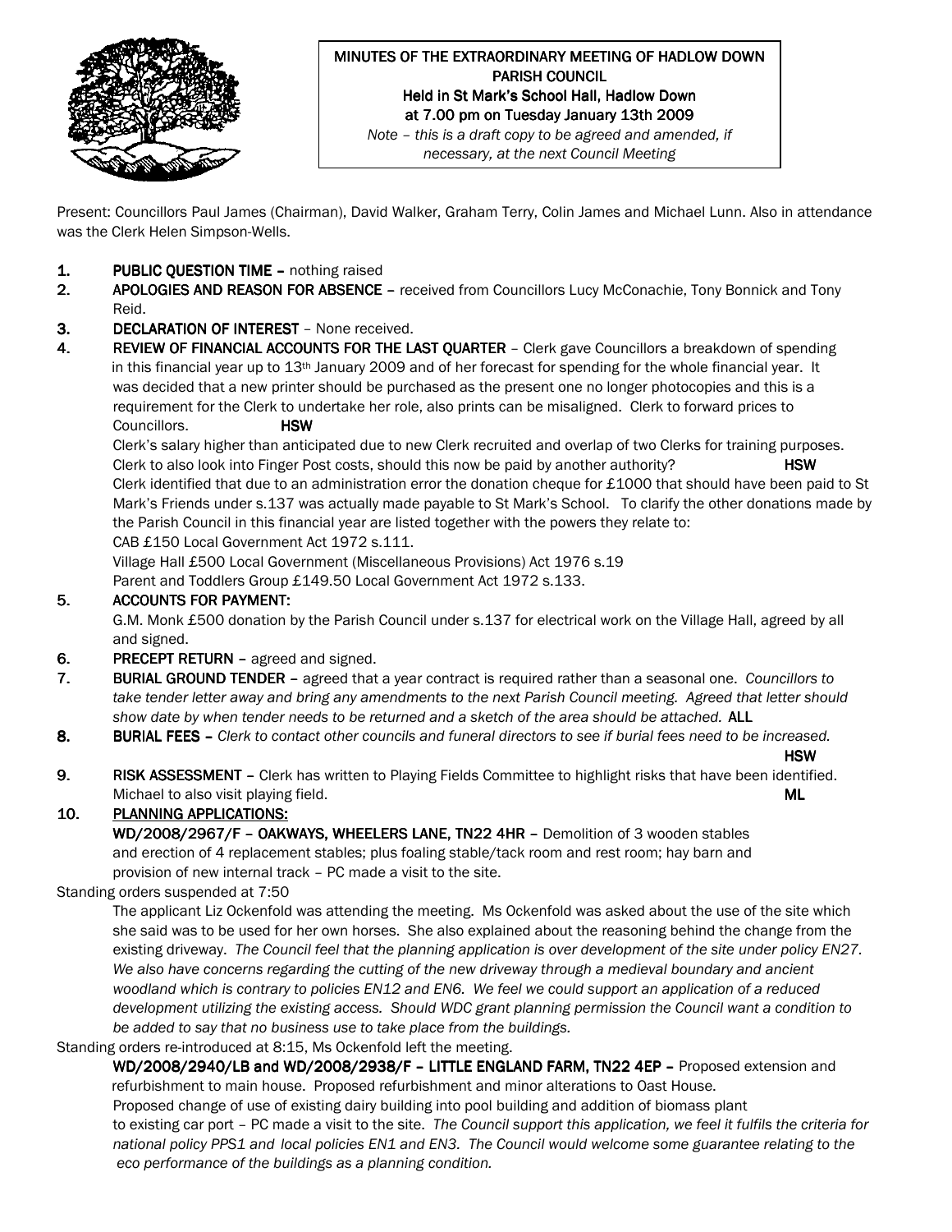# MINUTES OF THE EXTRAORDINARY MEETING OF HADLOW DOWN PARISH COUNCIL

**Held in St Mark's School Hall, Hadlow Down at 7.00 pm on Tuesday January 13th 2009**

*Note – this is a draft copy to be agreed and amended, if necessary, at the next Council Meeting*

Present: Councillors Paul James (Chairman), David Walker, Graham Terry, Colin James and Michael Lunn. Also in attendance was the Clerk Helen Simpson-Wells.

1. **PUBLIC QUESTION TIME –** nothing raised
2. **APOLOGIES AND REASON FOR ABSENCE –** received from Councillors Lucy McConachie, Tony Bonnick and Tony Reid.
3. **DECLARATION OF INTEREST** – None received.
4. **REVIEW OF FINANCIAL ACCOUNTS FOR THE LAST QUARTER** – Clerk gave Councillors a breakdown of spending in this financial year up to 13th January 2009 and of her forecast for spending for the whole financial year. It was decided that a new printer should be purchased as the present one no longer photocopies and this is a requirement for the Clerk to undertake her role, also prints can be misaligned. Clerk to forward prices to Councillors. **HSW**

   Clerk's salary higher than anticipated due to new Clerk recruited and overlap of two Clerks for training purposes. Clerk to also look into Finger Post costs, should this now be paid by another authority? **HSW**

   Clerk identified that due to an administration error the donation cheque for £1000 that should have been paid to St Mark's Friends under s.137 was actually made payable to St Mark's School. To clarify the other donations made by the Parish Council in this financial year are listed together with the powers they relate to:

   CAB £150 Local Government Act 1972 s.111.

   Village Hall £500 Local Government (Miscellaneous Provisions) Act 1976 s.19

   Parent and Toddlers Group £149.50 Local Government Act 1972 s.133.
5. **ACCOUNTS FOR PAYMENT:**

   G.M. Monk £500 donation by the Parish Council under s.137 for electrical work on the Village Hall, agreed by all and signed.
6. **PRECEPT RETURN –** agreed and signed.
7. **BURIAL GROUND TENDER –** agreed that a year contract is required rather than a seasonal one. *Councillors to take tender letter away and bring any amendments to the next Parish Council meeting. Agreed that letter should show date by when tender needs to be returned and a sketch of the area should be attached.* **ALL**
8. **BURIAL FEES –** *Clerk to contact other councils and funeral directors to see if burial fees need to be increased.* **HSW**
9. **RISK ASSESSMENT** – Clerk has written to Playing Fields Committee to highlight risks that have been identified. Michael to also visit playing field. **ML**
10. **PLANNING APPLICATIONS:**

    **WD/2008/2967/F – OAKWAYS, WHEELERS LANE, TN22 4HR –** Demolition of 3 wooden stables and erection of 4 replacement stables; plus foaling stable/tack room and rest room; hay barn and provision of new internal track – PC made a visit to the site.

Standing orders suspended at 7:50

The applicant Liz Ockenfold was attending the meeting. Ms Ockenfold was asked about the use of the site which she said was to be used for her own horses. She also explained about the reasoning behind the change from the existing driveway. *The Council feel that the planning application is over development of the site under policy EN27. We also have concerns regarding the cutting of the new driveway through a medieval boundary and ancient woodland which is contrary to policies EN12 and EN6. We feel we could support an application of a reduced development utilizing the existing access. Should WDC grant planning permission the Council want a condition to be added to say that no business use to take place from the buildings.*

Standing orders re-introduced at 8:15, Ms Ockenfold left the meeting.

**WD/2008/2940/LB and WD/2008/2938/F – LITTLE ENGLAND FARM, TN22 4EP –** Proposed extension and refurbishment to main house. Proposed refurbishment and minor alterations to Oast House. Proposed change of use of existing dairy building into pool building and addition of biomass plant to existing car port – PC made a visit to the site. *The Council support this application, we feel it fulfils the criteria for national policy PPS1 and local policies EN1 and EN3. The Council would welcome some guarantee relating to the eco performance of the buildings as a planning condition.*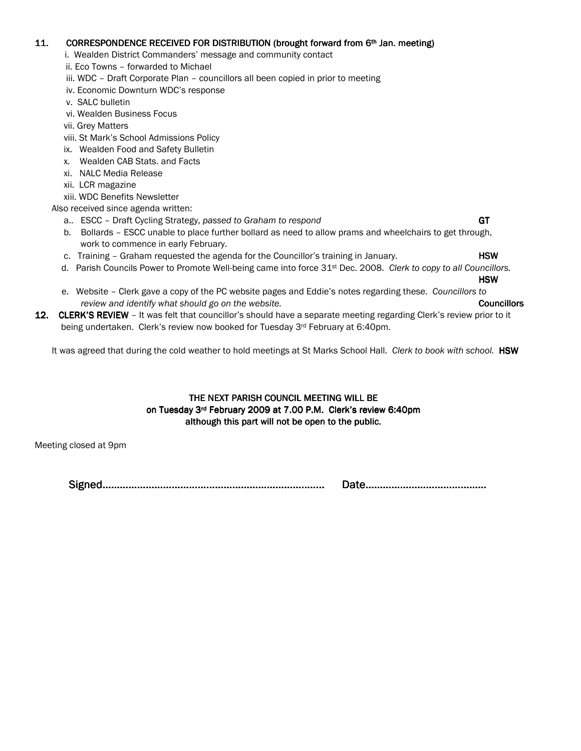**11. CORRESPONDENCE RECEIVED FOR DISTRIBUTION (brought forward from 6th Jan. meeting)**

i. Wealden District Commanders' message and community contact
ii. Eco Towns – forwarded to Michael
iii. WDC – Draft Corporate Plan – councillors all been copied in prior to meeting
iv. Economic Downturn WDC's response
v. SALC bulletin
vi. Wealden Business Focus
vii. Grey Matters
viii. St Mark's School Admissions Policy
ix. Wealden Food and Safety Bulletin
x. Wealden CAB Stats. and Facts
xi. NALC Media Release
xii. LCR magazine
xiii. WDC Benefits Newsletter

Also received since agenda written:

a.. ESCC – Draft Cycling Strategy, *passed to Graham to respond* **GT**

b. Bollards – ESCC unable to place further bollard as need to allow prams and wheelchairs to get through, work to commence in early February.

c. Training – Graham requested the agenda for the Councillor's training in January. **HSW**

d. Parish Councils Power to Promote Well-being came into force 31st Dec. 2008. *Clerk to copy to all Councillors.* **HSW**

e. Website – Clerk gave a copy of the PC website pages and Eddie's notes regarding these. *Councillors to review and identify what should go on the website.* **Councillors**

**12. CLERK'S REVIEW** – It was felt that councillor's should have a separate meeting regarding Clerk's review prior to it being undertaken. Clerk's review now booked for Tuesday 3rd February at 6:40pm.

It was agreed that during the cold weather to hold meetings at St Marks School Hall. *Clerk to book with school.* **HSW**

**THE NEXT PARISH COUNCIL MEETING WILL BE**
**on Tuesday 3rd February 2009 at 7.00 P.M. Clerk's review 6:40pm**
**although this part will not be open to the public.**

Meeting closed at 9pm

Signed…………………………………………………………………… Date……………………………………